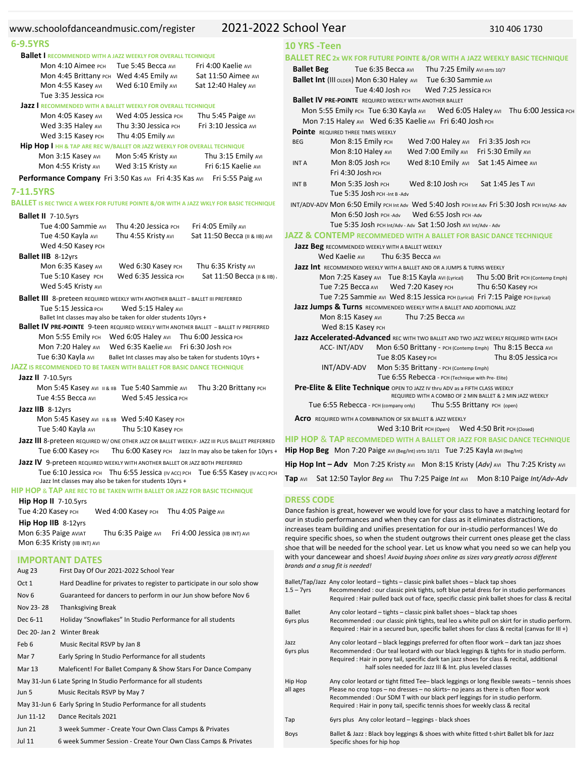www.schoolofdanceandmusic.com/register

# 2021-2022 School Year

310 406 1730

## 6-9.5YRS

**Ballet I** RECOMMENDED WITH A JAZZ WEEKLY FOR OVERALL TECHNIQUE

Mon 4:10 Aimee PCH    Tue 5:45 Becca AVI    Fri 4:00 Kaelie AVI
Mon 4:45 Brittany PCH    Wed 4:45 Emily AVI    Sat 11:50 Aimee AVI
Mon 4:55 Kasey AVI    Wed 6:10 Emily AVI    Sat 12:40 Haley AVI
Tue 3:35 Jessica PCH

**Jazz I** RECOMMENDED WITH A BALLET WEEKLY FOR OVERALL TECHNIQUE

Mon 4:05 Kasey AVI    Wed 4:05 Jessica PCH    Thu 5:45 Paige AVI
Wed 3:35 Haley AVI    Thu 3:30 Jessica PCH    Fri 3:10 Jessica AVI
Wed 3:15 Kasey PCH    Thu 4:05 Emily AVI

**Hip Hop I** HH & TAP ARE REC W/BALLET OR JAZZ WEEKLY FOR OVERALL TECHNIQUE

Mon 3:15 Kasey AVI    Mon 5:45 Kristy AVI    Thu 3:15 Emily AVI
Mon 4:55 Kristy AVI    Wed 3:15 Kristy AVI    Fri 6:15 Kaelie AVI

**Performance Company** Fri 3:50 Kas AVI    Fri 4:35 Kas AVI    Fri 5:55 Paig AVI

## 7-11.5YRS

**BALLET** IS REC TWICE A WEEK FOR FUTURE POINTE &/OR WITH A JAZZ WKLY FOR BASIC TECHNIQUE

**Ballet II** 7-10.5yrs

Tue 4:00 Sammie AVI    Thu 4:20 Jessica PCH    Fri 4:05 Emily AVI
Tue 4:50 Kayla AVI    Thu 4:55 Kristy AVI    Sat 11:50 Becca (II & IIB) AVI
Wed 4:50 Kasey PCH

**Ballet IIB** 8-12yrs

Mon 6:35 Kasey AVI    Wed 6:30 Kasey PCH    Thu 6:35 Kristy AVI
Tue 5:10 Kasey PCH    Wed 6:35 Jessica PCH    Sat 11:50 Becca (II & IIB) A
Wed 5:45 Kristy AVI

**Ballet III** 8-preteen REQUIRED WEEKLY WITH ANOTHER BALLET – BALLET III PREFERRED

Tue 5:15 Jessica PCH    Wed 5:15 Haley AVI

Ballet Int classes may also be taken for older students 10yrs +

**Ballet IV PRE-POINTE** 9-teen REQUIRED WEEKLY WITH ANOTHER BALLET – BALLET IV PREFERRED

Mon 5:55 Emily PCH    Wed 6:05 Haley AVI    Thu 6:00 Jessica PCH
Mon 7:20 Haley AVI    Wed 6:35 Kaelie AVI    Fri 6:30 Josh PCH
Tue 6:30 Kayla AVI    Ballet Int classes may also be taken for students 10yrs +

**JAZZ** IS RECOMMENDED TO BE TAKEN WITH BALLET FOR BASIC DANCE TECHNIQUE

**Jazz II** 7-10.5yrs

Mon 5:45 Kasey AVI II & IIB    Tue 5:40 Sammie AVI    Thu 3:20 Brittany PCH
Tue 4:55 Becca AVI    Wed 5:45 Jessica PCH

**Jazz IIB** 8-12yrs

Mon 5:45 Kasey AVI II & IIB    Wed 5:40 Kasey PCH
Tue 5:40 Kayla AVI    Thu 5:10 Kasey PCH

**Jazz III** 8-preteen REQUIRED W/ ONE OTHER JAZZ OR BALLET WEEKLY- JAZZ III PLUS BALLET PREFERRED

Tue 6:00 Kasey PCH    Thu 6:00 Kasey PCH    Jazz In may also be taken for 10yrs +

**Jazz IV** 9-preteen REQUIRED WEEKLY WITH ANOTHER BALLET OR JAZZ BOTH PREFERRED

Tue 6:10 Jessica PCH    Thu 6:55 Jessica (IV ACC) PCH    Tue 6:55 Kasey (IV ACC) PCH

Jazz Int classes may also be taken for students 10yrs +

**HIP HOP & TAP** ARE REC TO BE TAKEN WITH BALLET OR JAZZ FOR BASIC TECHNIQUE

**Hip Hop II** 7-10.5yrs

Tue 4:20 Kasey PCH    Wed 4:00 Kasey PCH    Thu 4:05 Paige AVI

**Hip Hop IIB** 8-12yrs

Mon 6:35 Paige AVIAT    Thu 6:35 Paige AVI    Fri 4:00 Jessica (IIB INT) AVI
Mon 6:35 Kristy (IIB INT) AVI

## IMPORTANT DATES

| | |
|---|---|
| Aug 23 | First Day Of Our 2021-2022 School Year |
| Oct 1 | Hard Deadline for privates to register to participate in our solo show |
| Nov 6 | Guaranteed for dancers to perform in our Jun show before Nov 6 |
| Nov 23- 28 | Thanksgiving Break |
| Dec 6-11 | Holiday "Snowflakes" In Studio Performance for all students |
| Dec 20- Jan 2 | Winter Break |
| Feb 6 | Music Recital RSVP by Jan 8 |
| Mar 7 | Early Spring In Studio Performance for all students |
| Mar 13 | Maleficent! For Ballet Company & Show Stars For Dance Company |
| May 31-Jun 6 | Late Spring In Studio Performance for all students |
| Jun 5 | Music Recitals RSVP by May 7 |
| May 31-Jun 6 | Early Spring In Studio Performance for all students |
| Jun 11-12 | Dance Recitals 2021 |
| Jun 21 | 3 week Summer - Create Your Own Class Camps & Privates |
| Jul 11 | 6 week Summer Session - Create Your Own Class Camps & Privates |

## 10 YRS -Teen

**BALLET REC** 2x WK FOR FUTURE POINTE &/OR WITH A JAZZ WEEKLY BASIC TECHNIQUE

**Ballet Beg**    Tue 6:35 Becca AVI    Thu 7:25 Emily AVI strts 10/7

**Ballet Int** (III OLDER) Mon 6:30 Haley AVI    Tue 6:30 Sammie AVI
Tue 4:40 Josh PCH    Wed 7:25 Jessica PCH

**Ballet IV PRE-POINTE** REQUIRED WEEKLY WITH ANOTHER BALLET

Mon 5:55 Emily PCH    Tue 6:30 Kayla AVI    Wed 6:05 Haley AVI    Thu 6:00 Jessica PCH
Mon 7:15 Haley AVI    Wed 6:35 Kaelie AVI    Fri 6:40 Josh PCH

**Pointe** REQUIRED THREE TIMES WEEKLY

BEG    Mon 8:15 Emily PCH    Wed 7:00 Haley AVI    Fri 3:35 Josh PCH
Mon 8:10 Haley AVI    Wed 7:00 Emily AVI    Fri 5:30 Emily AVI

INT A    Mon 8:05 Josh PCH    Wed 8:10 Emily AVI    Sat 1:45 Aimee AVI
Fri 4:30 Josh PCH

INT B    Mon 5:35 Josh PCH    Wed 8:10 Josh PCH    Sat 1:45 Jes T AVI
Tue 5:35 Josh PCH -Int B -Adv

INT/ADV-ADV Mon 6:50 Emily PCH Int Adv    Wed 5:40 Josh PCH Int Adv    Fri 5:30 Josh PCH Int/Ad- Adv
Mon 6:50 Josh PCH -Adv    Wed 6:55 Josh PCH -Adv
Tue 5:35 Josh PCH Int/Adv - Adv    Sat 1:50 Josh AVI Int/Adv - Adv

**JAZZ & CONTEMP** RECOMMENDED WITH A BALLET FOR BASIC DANCE TECHNIQUE

**Jazz Beg** RECOMMENDED WEEKLY WITH A BALLET WEEKLY

Wed Kaelie AVI    Thu 6:35 Becca AVI

**Jazz Int** RECOMMENDED WEEKLY WITH A BALLET AND OR A JUMPS & TURNS WEEKLY

Mon 7:25 Kasey AVI    Tue 8:15 Kayla AVI (Lyrical)    Thu 5:00 Brit PCH (Contemp Emph)
Tue 7:25 Becca AVI    Wed 7:20 Kasey PCH    Thu 6:50 Kasey PCH
Tue 7:25 Sammie AVI    Wed 8:15 Jessica PCH (Lyrical)    Fri 7:15 Paige PCH (Lyrical)

**Jazz Jumps & Turns** RECOMMENDED WEEKLY WITH A BALLET AND ADDITIONAL JAZZ

Mon 8:15 Kasey AVI    Thu 7:25 Becca AVI
Wed 8:15 Kasey PCH

**Jazz Accelerated-Advanced** REC WITH TWO BALLET AND TWO JAZZ WEEKLY REQUIRED WITH EACH

ACC- INT/ADV    Mon 6:50 Brittany - PCH (Contemp Emph)    Thu 8:15 Becca AVI
Tue 8:05 Kasey PCH    Thu 8:05 Jessica PCH

INT/ADV-ADV    Mon 5:35 Brittany - PCH (Contemp Emph)
Tue 6:55 Rebecca - PCH (Technique with Pre- Elite)

**Pre-Elite & Elite Technique** OPEN TO JAZZ IV thru ADV as a FIFTH CLASS WEEKLY
REQUIRED WITH A COMBO OF 2 MIN BALLET & 2 MIN JAZZ WEEKLY

Tue 6:55 Rebecca - PCH (company only)    Thu 5:55 Brittany PCH (open)

**Acro** REQUIRED WITH A COMBINATION OF SIX BALLET & JAZZ WEEKLY

Wed 3:10 Brit PCH (Open)    Wed 4:50 Brit PCH (Closed)

**HIP HOP & TAP** RECOMMENDED WITH A BALLET OR JAZZ FOR BASIC DANCE TECHNIQUE

**Hip Hop Beg**    Mon 7:20 Paige AVI (Beg/Int) strts 10/11    Tue 7:25 Kayla AVI (Beg/Int)

**Hip Hop Int – Adv**    Mon 7:25 Kristy AVI    Mon 8:15 Kristy (*Adv)* AVI    Thu 7:25 Kristy AVI

**Tap** AVI    Sat 12:50 Taylor *Beg* AVI    Thu 7:25 Paige *Int* AVI    Mon 8:10 Paige *Int/Adv-Adv*

## DRESS CODE

Dance fashion is great, however we would love for your class to have a matching leotard for our in studio performances and when they can for class as it eliminates distractions, increases team building and unifies presentation for our in-studio performances! We do require specific shoes, so when the student outgrows their current ones please get the class shoe that will be needed for the school year. Let us know what you need so we can help you with your dancewear and shoes! *Avoid buying shoes online as sizes vary greatly across different brands and a snug fit is needed!*

| | |
|---|---|
| Ballet/Tap/Jazz 1.5 – 7yrs | Any color leotard – tights – classic pink ballet shoes – black tap shoes<br>Recommended : our classic pink tights, soft blue petal dress for in studio performances<br>Required : Hair pulled back out of face, specific classic pink ballet shoes for class & recital |
| Ballet 6yrs plus | Any color leotard – tights – classic pink ballet shoes – black tap shoes<br>Recommended : our classic pink tights, teal leo & white pull on skirt for in studio perform.<br>Required : Hair in a secured bun, specific ballet shoes for class & recital (canvas for III +) |
| Jazz 6yrs plus | Any color leotard – black leggings preferred for often floor work – dark tan jazz shoes<br>Recommended : Our teal leotard with our black leggings & tights for in studio perform.<br>Required : Hair in pony tail, specific dark tan jazz shoes for class & recital, additional half soles needed for Jazz III & Int. plus leveled classes |
| Hip Hop all ages | Any color leotard or tight fitted Tee– black leggings or long flexible sweats – tennis shoes<br>Please no crop tops – no dresses – no skirts– no jeans as there is often floor work<br>Recommended : Our SDM T with our black perf leggings for in studio perform.<br>Required : Hair in pony tail, specific tennis shoes for weekly class & recital |
| Tap | 6yrs plus Any color leotard – leggings - black shoes |
| Boys | Ballet & Jazz : Black boy leggings & shoes with white fitted t-shirt Ballet blk for Jazz<br>Specific shoes for hip hop |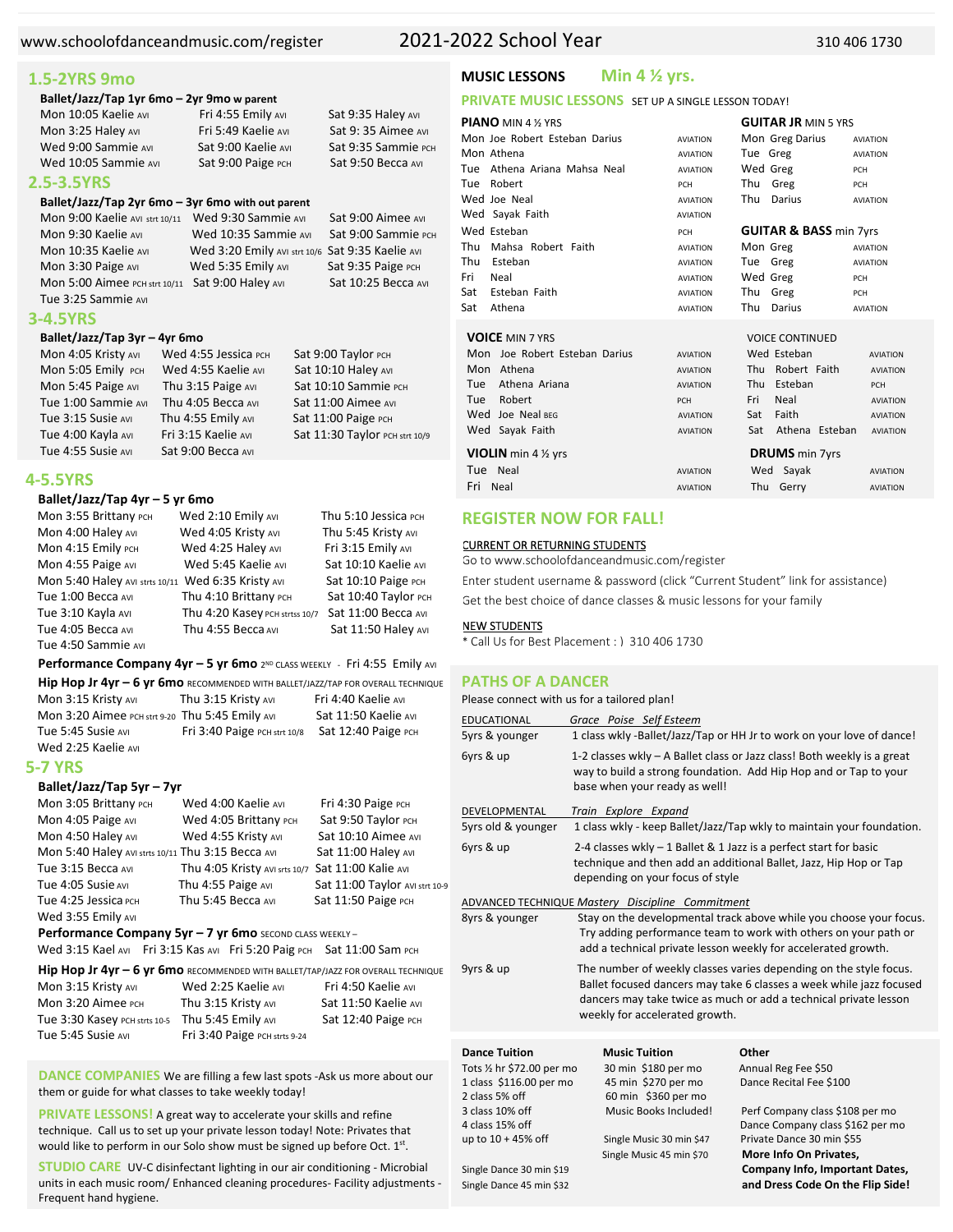www.schoolofdanceandmusic.com/register

# 2021-2022 School Year

310 406 1730

## 1.5-2YRS 9mo

**Ballet/Jazz/Tap 1yr 6mo – 2yr 9mo w parent**

| | | |
|---|---|---|
| Mon 10:05 Kaelie AVI | Fri 4:55 Emily AVI | Sat 9:35 Haley AVI |
| Mon 3:25 Haley AVI | Fri 5:49 Kaelie AVI | Sat 9: 35 Aimee AVI |
| Wed 9:00 Sammie AVI | Sat 9:00 Kaelie AVI | Sat 9:35 Sammie PCH |
| Wed 10:05 Sammie AVI | Sat 9:00 Paige PCH | Sat 9:50 Becca AVI |

## 2.5-3.5YRS

**Ballet/Jazz/Tap 2yr 6mo – 3yr 6mo with out parent**

| | | |
|---|---|---|
| Mon 9:00 Kaelie AVI strt 10/11 | Wed 9:30 Sammie AVI | Sat 9:00 Aimee AVI |
| Mon 9:30 Kaelie AVI | Wed 10:35 Sammie AVI | Sat 9:00 Sammie PCH |
| Mon 10:35 Kaelie AVI | Wed 3:20 Emily AVI strt 10/6 | Sat 9:35 Kaelie AVI |
| Mon 3:30 Paige AVI | Wed 5:35 Emily AVI | Sat 9:35 Paige PCH |
| Mon 5:00 Aimee PCH strt 10/11 | Sat 9:00 Haley AVI | Sat 10:25 Becca AVI |
| Tue 3:25 Sammie AVI | | |

## 3-4.5YRS

**Ballet/Jazz/Tap 3yr – 4yr 6mo**

| | | |
|---|---|---|
| Mon 4:05 Kristy AVI | Wed 4:55 Jessica PCH | Sat 9:00 Taylor PCH |
| Mon 5:05 Emily PCH | Wed 4:55 Kaelie AVI | Sat 10:10 Haley AVI |
| Mon 5:45 Paige AVI | Thu 3:15 Paige AVI | Sat 10:10 Sammie PCH |
| Tue 1:00 Sammie AVI | Thu 4:05 Becca AVI | Sat 11:00 Aimee AVI |
| Tue 3:15 Susie AVI | Thu 4:55 Emily AVI | Sat 11:00 Paige PCH |
| Tue 4:00 Kayla AVI | Fri 3:15 Kaelie AVI | Sat 11:30 Taylor PCH strt 10/9 |
| Tue 4:55 Susie AVI | Sat 9:00 Becca AVI | |

## 4-5.5YRS

**Ballet/Jazz/Tap 4yr – 5 yr 6mo**

| | | |
|---|---|---|
| Mon 3:55 Brittany PCH | Wed 2:10 Emily AVI | Thu 5:10 Jessica PCH |
| Mon 4:00 Haley AVI | Wed 4:05 Kristy AVI | Thu 5:45 Kristy AVI |
| Mon 4:15 Emily PCH | Wed 4:25 Haley AVI | Fri 3:15 Emily AVI |
| Mon 4:55 Paige AVI | Wed 5:45 Kaelie AVI | Sat 10:10 Kaelie AVI |
| Mon 5:40 Haley AVI strts 10/11 | Wed 6:35 Kristy AVI | Sat 10:10 Paige PCH |
| Tue 1:00 Becca AVI | Thu 4:10 Brittany PCH | Sat 10:40 Taylor PCH |
| Tue 3:10 Kayla AVI | Thu 4:20 Kasey PCH strtss 10/7 | Sat 11:00 Becca AVI |
| Tue 4:05 Becca AVI | Thu 4:55 Becca AVI | Sat 11:50 Haley AVI |
| Tue 4:50 Sammie AVI | | |

**Performance Company 4yr – 5 yr 6mo** 2ND CLASS WEEKLY - Fri 4:55 Emily AVI

**Hip Hop Jr 4yr – 6 yr 6mo** RECOMMENDED WITH BALLET/JAZZ/TAP FOR OVERALL TECHNIQUE

| | | |
|---|---|---|
| Mon 3:15 Kristy AVI | Thu 3:15 Kristy AVI | Fri 4:40 Kaelie AVI |
| Mon 3:20 Aimee PCH strt 9-20 | Thu 5:45 Emily AVI | Sat 11:50 Kaelie AVI |
| Tue 5:45 Susie AVI | Fri 3:40 Paige PCH strt 10/8 | Sat 12:40 Paige PCH |
| Wed 2:25 Kaelie AVI | | |

## 5-7 YRS

**Ballet/Jazz/Tap 5yr – 7yr**

| | | |
|---|---|---|
| Mon 3:05 Brittany PCH | Wed 4:00 Kaelie AVI | Fri 4:30 Paige PCH |
| Mon 4:05 Paige AVI | Wed 4:05 Brittany PCH | Sat 9:50 Taylor PCH |
| Mon 4:50 Haley AVI | Wed 4:55 Kristy AVI | Sat 10:10 Aimee AVI |
| Mon 5:40 Haley AVI strts 10/11 | Thu 3:15 Becca AVI | Sat 11:00 Haley AVI |
| Tue 3:15 Becca AVI | Thu 4:05 Kristy AVI strts 10/7 | Sat 11:00 Kalie AVI |
| Tue 4:05 Susie AVI | Thu 4:55 Paige AVI | Sat 11:00 Taylor AVI strt 10-9 |
| Tue 4:25 Jessica PCH | Thu 5:45 Becca AVI | Sat 11:50 Paige PCH |
| Wed 3:55 Emily AVI | | |

**Performance Company 5yr – 7 yr 6mo** SECOND CLASS WEEKLY –

Wed 3:15 Kael AVI   Fri 3:15 Kas AVI   Fri 5:20 Paig PCH   Sat 11:00 Sam PCH

**Hip Hop Jr 4yr – 6 yr 6mo** RECOMMENDED WITH BALLET/TAP/JAZZ FOR OVERALL TECHNIQUE

| | | |
|---|---|---|
| Mon 3:15 Kristy AVI | Wed 2:25 Kaelie AVI | Fri 4:50 Kaelie AVI |
| Mon 3:20 Aimee PCH | Thu 3:15 Kristy AVI | Sat 11:50 Kaelie AVI |
| Tue 3:30 Kasey PCH strts 10-5 | Thu 5:45 Emily AVI | Sat 12:40 Paige PCH |
| Tue 5:45 Susie AVI | Fri 3:40 Paige PCH strts 9-24 | |

**DANCE COMPANIES** We are filling a few last spots -Ask us more about them or guide for what classes to take weekly today!

**PRIVATE LESSONS!** A great way to accelerate your skills and refine technique. Call us to set up your private lesson today! Note: Privates that would like to perform in our Solo show must be signed up before Oct. 1st.

**STUDIO CARE** UV-C disinfectant lighting in our air conditioning - Microbial units in each music room/ Enhanced cleaning procedures- Facility adjustments - Frequent hand hygiene.

## MUSIC LESSONS   Min 4 ½ yrs.

**PRIVATE MUSIC LESSONS** SET UP A SINGLE LESSON TODAY!

**PIANO** MIN 4 ½ YRS

| | |
|---|---|
| Mon Joe Robert Esteban Darius | AVIATION |
| Mon Athena | AVIATION |
| Tue Athena Ariana Mahsa Neal | AVIATION |
| Tue Robert | PCH |
| Wed Joe Neal | AVIATION |
| Wed Sayak Faith | AVIATION |
| Wed Esteban | PCH |
| Thu Mahsa Robert Faith | AVIATION |
| Thu Esteban | AVIATION |
| Fri Neal | AVIATION |
| Sat Esteban Faith | AVIATION |
| Sat Athena | AVIATION |

**GUITAR JR** MIN 5 YRS

| | |
|---|---|
| Mon Greg Darius | AVIATION |
| Tue Greg | AVIATION |
| Wed Greg | PCH |
| Thu Greg | PCH |
| Thu Darius | AVIATION |

**GUITAR & BASS** min 7yrs

| | |
|---|---|
| Mon Greg | AVIATION |
| Tue Greg | AVIATION |
| Wed Greg | PCH |
| Thu Greg | PCH |
| Thu Darius | AVIATION |

**VOICE** MIN 7 YRS

| | |
|---|---|
| Mon Joe Robert Esteban Darius | AVIATION |
| Mon Athena | AVIATION |
| Tue Athena Ariana | AVIATION |
| Tue Robert | PCH |
| Wed Joe Neal BEG | AVIATION |
| Wed Sayak Faith | AVIATION |

VOICE CONTINUED

| | |
|---|---|
| Wed Esteban | AVIATION |
| Thu Robert Faith | AVIATION |
| Thu Esteban | PCH |
| Fri Neal | AVIATION |
| Sat Faith | AVIATION |
| Sat Athena Esteban | AVIATION |

**VIOLIN** min 4 ½ yrs

| | |
|---|---|
| Tue Neal | AVIATION |
| Fri Neal | AVIATION |

**DRUMS** min 7yrs

| | |
|---|---|
| Wed Sayak | AVIATION |
| Thu Gerry | AVIATION |

## REGISTER NOW FOR FALL!

CURRENT OR RETURNING STUDENTS

Go to www.schoolofdanceandmusic.com/register

Enter student username & password (click "Current Student" link for assistance)

Get the best choice of dance classes & music lessons for your family

NEW STUDENTS

\* Call Us for Best Placement : ) 310 406 1730

## PATHS OF A DANCER

Please connect with us for a tailored plan!

EDUCATIONAL *Grace Poise Self Esteem*

| | |
|---|---|
| 5yrs & younger | 1 class wkly -Ballet/Jazz/Tap or HH Jr to work on your love of dance! |
| 6yrs & up | 1-2 classes wkly – A Ballet class or Jazz class! Both weekly is a great way to build a strong foundation. Add Hip Hop and or Tap to your base when your ready as well! |

DEVELOPMENTAL *Train Explore Expand*

| | |
|---|---|
| 5yrs old & younger | 1 class wkly - keep Ballet/Jazz/Tap wkly to maintain your foundation. |
| 6yrs & up | 2-4 classes wkly – 1 Ballet & 1 Jazz is a perfect start for basic technique and then add an additional Ballet, Jazz, Hip Hop or Tap depending on your focus of style |

ADVANCED TECHNIQUE *Mastery Discipline Commitment*

| | |
|---|---|
| 8yrs & younger | Stay on the developmental track above while you choose your focus. Try adding performance team to work with others on your path or add a technical private lesson weekly for accelerated growth. |
| 9yrs & up | The number of weekly classes varies depending on the style focus. Ballet focused dancers may take 6 classes a week while jazz focused dancers may take twice as much or add a technical private lesson weekly for accelerated growth. |

**Dance Tuition**

Tots ½ hr $72.00 per mo
1 class $116.00 per mo
2 class 5% off
3 class 10% off
4 class 15% off
up to 10 + 45% off

Single Dance 30 min $19
Single Dance 45 min $32

**Music Tuition**

30 min $180 per mo
45 min $270 per mo
60 min $360 per mo
Music Books Included!

Single Music 30 min $47
Single Music 45 min $70

**Other**

Annual Reg Fee $50
Dance Recital Fee $100

Perf Company class $108 per mo
Dance Company class $162 per mo
Private Dance 30 min $55

**More Info On Privates, Company Info, Important Dates, and Dress Code On the Flip Side!**